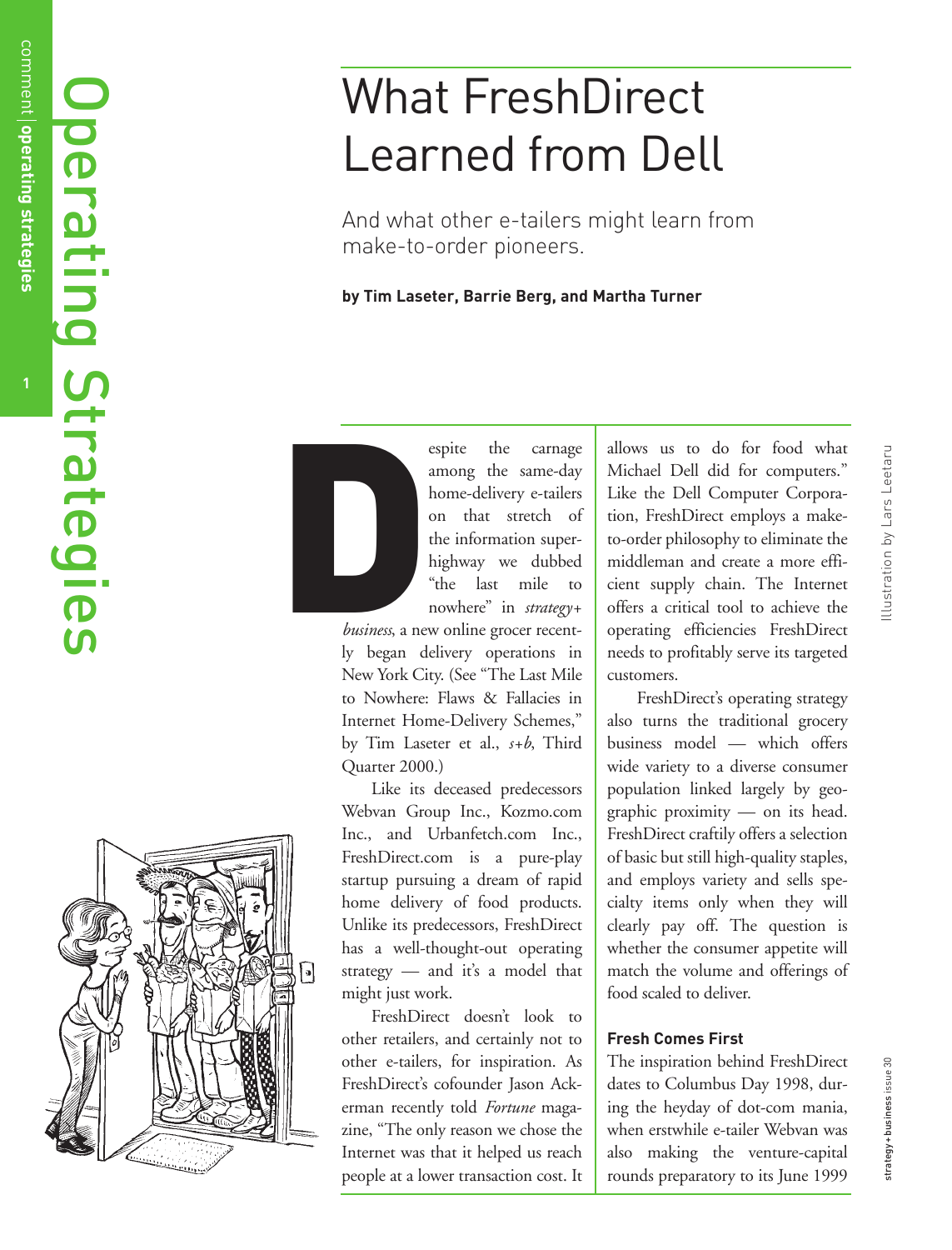# What FreshDirect Learned from Dell

And what other e-tailers might learn from make-to-order pioneers.

**by Tim Laseter, Barrie Berg, and Martha Turner**

Despite the carnage among the same-day home-delivery e-tailers on that stretch of the information superhighway we dubbed "the last mile to nowhere" in *strategy+business*, a new online grocer recently began delivery operations in New York City. (See "The Last Mile to Nowhere: Flaws & Fallacies in Internet Home-Delivery Schemes," by Tim Laseter et al., *s+b*, Third Quarter 2000.)

Like its deceased predecessors Webvan Group Inc., Kozmo.com Inc., and Urbanfetch.com Inc., FreshDirect.com is a pure-play startup pursuing a dream of rapid home delivery of food products. Unlike its predecessors, FreshDirect has a well-thought-out operating strategy — and it's a model that might just work.

FreshDirect doesn't look to other retailers, and certainly not to other e-tailers, for inspiration. As FreshDirect's cofounder Jason Ackerman recently told *Fortune* magazine, "The only reason we chose the Internet was that it helped us reach people at a lower transaction cost. It allows us to do for food what Michael Dell did for computers." Like the Dell Computer Corporation, FreshDirect employs a make-to-order philosophy to eliminate the middleman and create a more efficient supply chain. The Internet offers a critical tool to achieve the operating efficiencies FreshDirect needs to profitably serve its targeted customers.

FreshDirect's operating strategy also turns the traditional grocery business model — which offers wide variety to a diverse consumer population linked largely by geographic proximity — on its head. FreshDirect craftily offers a selection of basic but still high-quality staples, and employs variety and sells specialty items only when they will clearly pay off. The question is whether the consumer appetite will match the volume and offerings of food scaled to deliver.

### Fresh Comes First

The inspiration behind FreshDirect dates to Columbus Day 1998, during the heyday of dot-com mania, when erstwhile e-tailer Webvan was also making the venture-capital rounds preparatory to its June 1999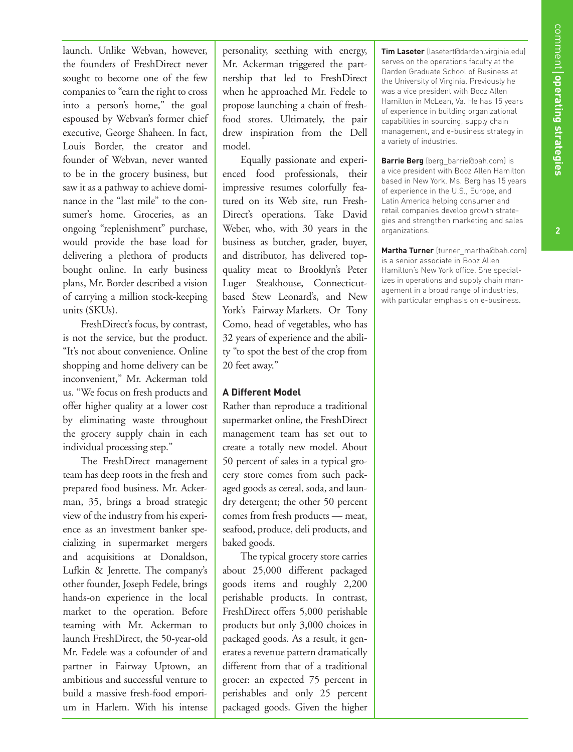launch. Unlike Webvan, however, the founders of FreshDirect never sought to become one of the few companies to "earn the right to cross into a person's home," the goal espoused by Webvan's former chief executive, George Shaheen. In fact, Louis Border, the creator and founder of Webvan, never wanted to be in the grocery business, but saw it as a pathway to achieve dominance in the "last mile" to the consumer's home. Groceries, as an ongoing "replenishment" purchase, would provide the base load for delivering a plethora of products bought online. In early business plans, Mr. Border described a vision of carrying a million stock-keeping units (SKUs).

FreshDirect's focus, by contrast, is not the service, but the product. "It's not about convenience. Online shopping and home delivery can be inconvenient," Mr. Ackerman told us. "We focus on fresh products and offer higher quality at a lower cost by eliminating waste throughout the grocery supply chain in each individual processing step."

The FreshDirect management team has deep roots in the fresh and prepared food business. Mr. Ackerman, 35, brings a broad strategic view of the industry from his experience as an investment banker specializing in supermarket mergers and acquisitions at Donaldson, Lufkin & Jenrette. The company's other founder, Joseph Fedele, brings hands-on experience in the local market to the operation. Before teaming with Mr. Ackerman to launch FreshDirect, the 50-year-old Mr. Fedele was a cofounder of and partner in Fairway Uptown, an ambitious and successful venture to build a massive fresh-food emporium in Harlem. With his intense personality, seething with energy, Mr. Ackerman triggered the partnership that led to FreshDirect when he approached Mr. Fedele to propose launching a chain of fresh-food stores. Ultimately, the pair drew inspiration from the Dell model.

Equally passionate and experienced food professionals, their impressive resumes colorfully featured on its Web site, run FreshDirect's operations. Take David Weber, who, with 30 years in the business as butcher, grader, buyer, and distributor, has delivered top-quality meat to Brooklyn's Peter Luger Steakhouse, Connecticut-based Stew Leonard's, and New York's Fairway Markets. Or Tony Como, head of vegetables, who has 32 years of experience and the ability "to spot the best of the crop from 20 feet away."

### A Different Model

Rather than reproduce a traditional supermarket online, the FreshDirect management team has set out to create a totally new model. About 50 percent of sales in a typical grocery store comes from such packaged goods as cereal, soda, and laundry detergent; the other 50 percent comes from fresh products — meat, seafood, produce, deli products, and baked goods.

The typical grocery store carries about 25,000 different packaged goods items and roughly 2,200 perishable products. In contrast, FreshDirect offers 5,000 perishable products but only 3,000 choices in packaged goods. As a result, it generates a revenue pattern dramatically different from that of a traditional grocer: an expected 75 percent in perishables and only 25 percent packaged goods. Given the higher

**Tim Laseter** (lasetert@darden.virginia.edu) serves on the operations faculty at the Darden Graduate School of Business at the University of Virginia. Previously he was a vice president with Booz Allen Hamilton in McLean, Va. He has 15 years of experience in building organizational capabilities in sourcing, supply chain management, and e-business strategy in a variety of industries.

**Barrie Berg** (berg_barrie@bah.com) is a vice president with Booz Allen Hamilton based in New York. Ms. Berg has 15 years of experience in the U.S., Europe, and Latin America helping consumer and retail companies develop growth strategies and strengthen marketing and sales organizations.

**Martha Turner** (turner_martha@bah.com) is a senior associate in Booz Allen Hamilton's New York office. She specializes in operations and supply chain management in a broad range of industries, with particular emphasis on e-business.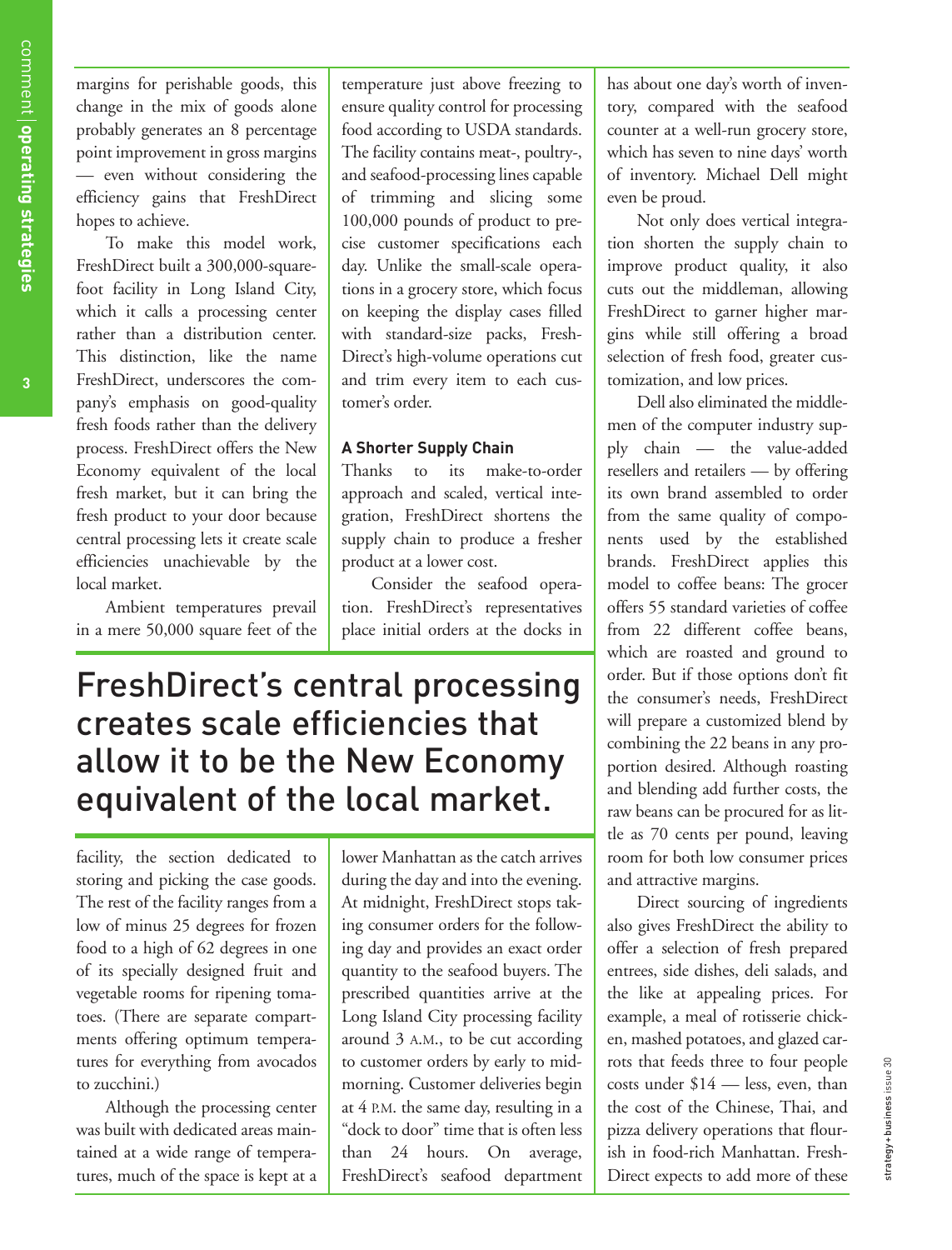margins for perishable goods, this change in the mix of goods alone probably generates an 8 percentage point improvement in gross margins — even without considering the efficiency gains that FreshDirect hopes to achieve.

To make this model work, FreshDirect built a 300,000-square-foot facility in Long Island City, which it calls a processing center rather than a distribution center. This distinction, like the name FreshDirect, underscores the company's emphasis on good-quality fresh foods rather than the delivery process. FreshDirect offers the New Economy equivalent of the local fresh market, but it can bring the fresh product to your door because central processing lets it create scale efficiencies unachievable by the local market.

Ambient temperatures prevail in a mere 50,000 square feet of the facility, the section dedicated to storing and picking the case goods. The rest of the facility ranges from a low of minus 25 degrees for frozen food to a high of 62 degrees in one of its specially designed fruit and vegetable rooms for ripening tomatoes. (There are separate compartments offering optimum temperatures for everything from avocados to zucchini.)

Although the processing center was built with dedicated areas maintained at a wide range of temperatures, much of the space is kept at a temperature just above freezing to ensure quality control for processing food according to USDA standards. The facility contains meat-, poultry-, and seafood-processing lines capable of trimming and slicing some 100,000 pounds of product to precise customer specifications each day. Unlike the small-scale operations in a grocery store, which focus on keeping the display cases filled with standard-size packs, FreshDirect's high-volume operations cut and trim every item to each customer's order.

> FreshDirect's central processing creates scale efficiencies that allow it to be the New Economy equivalent of the local market.

### A Shorter Supply Chain

Thanks to its make-to-order approach and scaled, vertical integration, FreshDirect shortens the supply chain to produce a fresher product at a lower cost.

Consider the seafood operation. FreshDirect's representatives place initial orders at the docks in lower Manhattan as the catch arrives during the day and into the evening. At midnight, FreshDirect stops taking consumer orders for the following day and provides an exact order quantity to the seafood buyers. The prescribed quantities arrive at the Long Island City processing facility around 3 A.M., to be cut according to customer orders by early to mid-morning. Customer deliveries begin at 4 P.M. the same day, resulting in a "dock to door" time that is often less than 24 hours. On average, FreshDirect's seafood department has about one day's worth of inventory, compared with the seafood counter at a well-run grocery store, which has seven to nine days' worth of inventory. Michael Dell might even be proud.

Not only does vertical integration shorten the supply chain to improve product quality, it also cuts out the middleman, allowing FreshDirect to garner higher margins while still offering a broad selection of fresh food, greater customization, and low prices.

Dell also eliminated the middlemen of the computer industry supply chain — the value-added resellers and retailers — by offering its own brand assembled to order from the same quality of components used by the established brands. FreshDirect applies this model to coffee beans: The grocer offers 55 standard varieties of coffee from 22 different coffee beans, which are roasted and ground to order. But if those options don't fit the consumer's needs, FreshDirect will prepare a customized blend by combining the 22 beans in any proportion desired. Although roasting and blending add further costs, the raw beans can be procured for as little as 70 cents per pound, leaving room for both low consumer prices and attractive margins.

Direct sourcing of ingredients also gives FreshDirect the ability to offer a selection of fresh prepared entrees, side dishes, deli salads, and the like at appealing prices. For example, a meal of rotisserie chicken, mashed potatoes, and glazed carrots that feeds three to four people costs under $14 — less, even, than the cost of the Chinese, Thai, and pizza delivery operations that flourish in food-rich Manhattan. FreshDirect expects to add more of these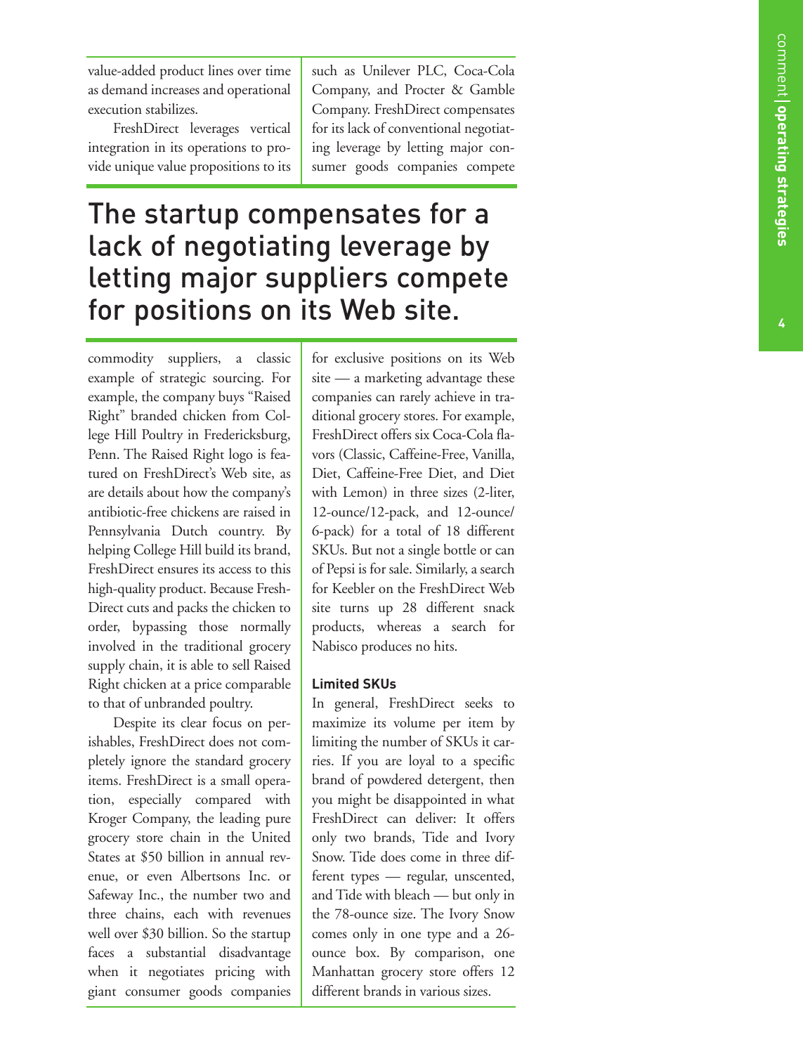value-added product lines over time as demand increases and operational execution stabilizes.

FreshDirect leverages vertical integration in its operations to provide unique value propositions to its such as Unilever PLC, Coca-Cola Company, and Procter & Gamble Company. FreshDirect compensates for its lack of conventional negotiating leverage by letting major consumer goods companies compete

## The startup compensates for a lack of negotiating leverage by letting major suppliers compete for positions on its Web site.

commodity suppliers, a classic example of strategic sourcing. For example, the company buys "Raised Right" branded chicken from College Hill Poultry in Fredericksburg, Penn. The Raised Right logo is featured on FreshDirect's Web site, as are details about how the company's antibiotic-free chickens are raised in Pennsylvania Dutch country. By helping College Hill build its brand, FreshDirect ensures its access to this high-quality product. Because FreshDirect cuts and packs the chicken to order, bypassing those normally involved in the traditional grocery supply chain, it is able to sell Raised Right chicken at a price comparable to that of unbranded poultry.

Despite its clear focus on perishables, FreshDirect does not completely ignore the standard grocery items. FreshDirect is a small operation, especially compared with Kroger Company, the leading pure grocery store chain in the United States at $50 billion in annual revenue, or even Albertsons Inc. or Safeway Inc., the number two and three chains, each with revenues well over $30 billion. So the startup faces a substantial disadvantage when it negotiates pricing with giant consumer goods companies

for exclusive positions on its Web site — a marketing advantage these companies can rarely achieve in traditional grocery stores. For example, FreshDirect offers six Coca-Cola flavors (Classic, Caffeine-Free, Vanilla, Diet, Caffeine-Free Diet, and Diet with Lemon) in three sizes (2-liter, 12-ounce/12-pack, and 12-ounce/6-pack) for a total of 18 different SKUs. But not a single bottle or can of Pepsi is for sale. Similarly, a search for Keebler on the FreshDirect Web site turns up 28 different snack products, whereas a search for Nabisco produces no hits.

### Limited SKUs

In general, FreshDirect seeks to maximize its volume per item by limiting the number of SKUs it carries. If you are loyal to a specific brand of powdered detergent, then you might be disappointed in what FreshDirect can deliver: It offers only two brands, Tide and Ivory Snow. Tide does come in three different types — regular, unscented, and Tide with bleach — but only in the 78-ounce size. The Ivory Snow comes only in one type and a 26-ounce box. By comparison, one Manhattan grocery store offers 12 different brands in various sizes.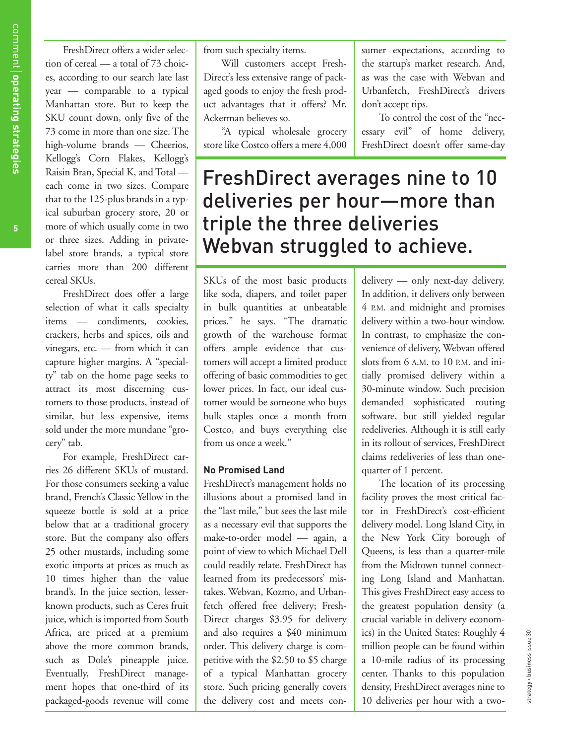FreshDirect offers a wider selection of cereal — a total of 73 choices, according to our search late last year — comparable to a typical Manhattan store. But to keep the SKU count down, only five of the 73 come in more than one size. The high-volume brands — Cheerios, Kellogg's Corn Flakes, Kellogg's Raisin Bran, Special K, and Total — each come in two sizes. Compare that to the 125-plus brands in a typical suburban grocery store, 20 or more of which usually come in two or three sizes. Adding in private-label store brands, a typical store carries more than 200 different cereal SKUs.

FreshDirect does offer a large selection of what it calls specialty items — condiments, cookies, crackers, herbs and spices, oils and vinegars, etc. — from which it can capture higher margins. A "specialty" tab on the home page seeks to attract its most discerning customers to those products, instead of similar, but less expensive, items sold under the more mundane "grocery" tab.

For example, FreshDirect carries 26 different SKUs of mustard. For those consumers seeking a value brand, French's Classic Yellow in the squeeze bottle is sold at a price below that at a traditional grocery store. But the company also offers 25 other mustards, including some exotic imports at prices as much as 10 times higher than the value brand's. In the juice section, lesser-known products, such as Ceres fruit juice, which is imported from South Africa, are priced at a premium above the more common brands, such as Dole's pineapple juice. Eventually, FreshDirect management hopes that one-third of its packaged-goods revenue will come from such specialty items.

Will customers accept FreshDirect's less extensive range of packaged goods to enjoy the fresh product advantages that it offers? Mr. Ackerman believes so.

"A typical wholesale grocery store like Costco offers a mere 4,000 SKUs of the most basic products like soda, diapers, and toilet paper in bulk quantities at unbeatable prices," he says. "The dramatic growth of the warehouse format offers ample evidence that customers will accept a limited product offering of basic commodities to get lower prices. In fact, our ideal customer would be someone who buys bulk staples once a month from Costco, and buys everything else from us once a week."

> FreshDirect averages nine to 10 deliveries per hour—more than triple the three deliveries Webvan struggled to achieve.

#### No Promised Land

FreshDirect's management holds no illusions about a promised land in the "last mile," but sees the last mile as a necessary evil that supports the make-to-order model — again, a point of view to which Michael Dell could readily relate. FreshDirect has learned from its predecessors' mistakes. Webvan, Kozmo, and Urbanfetch offered free delivery; FreshDirect charges $3.95 for delivery and also requires a $40 minimum order. This delivery charge is competitive with the $2.50 to $5 charge of a typical Manhattan grocery store. Such pricing generally covers the delivery cost and meets consumer expectations, according to the startup's market research. And, as was the case with Webvan and Urbanfetch, FreshDirect's drivers don't accept tips.

To control the cost of the "necessary evil" of home delivery, FreshDirect doesn't offer same-day delivery — only next-day delivery. In addition, it delivers only between 4 P.M. and midnight and promises delivery within a two-hour window. In contrast, to emphasize the convenience of delivery, Webvan offered slots from 6 A.M. to 10 P.M. and initially promised delivery within a 30-minute window. Such precision demanded sophisticated routing software, but still yielded regular redeliveries. Although it is still early in its rollout of services, FreshDirect claims redeliveries of less than one-quarter of 1 percent.

The location of its processing facility proves the most critical factor in FreshDirect's cost-efficient delivery model. Long Island City, in the New York City borough of Queens, is less than a quarter-mile from the Midtown tunnel connecting Long Island and Manhattan. This gives FreshDirect easy access to the greatest population density (a crucial variable in delivery economics) in the United States: Roughly 4 million people can be found within a 10-mile radius of its processing center. Thanks to this population density, FreshDirect averages nine to 10 deliveries per hour with a two-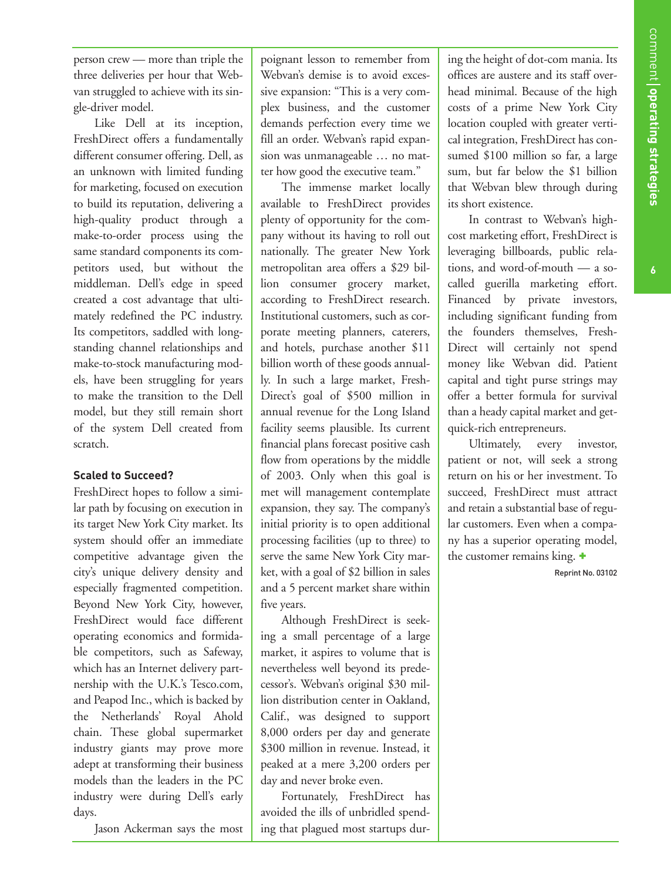person crew — more than triple the three deliveries per hour that Webvan struggled to achieve with its single-driver model.

Like Dell at its inception, FreshDirect offers a fundamentally different consumer offering. Dell, as an unknown with limited funding for marketing, focused on execution to build its reputation, delivering a high-quality product through a make-to-order process using the same standard components its competitors used, but without the middleman. Dell's edge in speed created a cost advantage that ultimately redefined the PC industry. Its competitors, saddled with longstanding channel relationships and make-to-stock manufacturing models, have been struggling for years to make the transition to the Dell model, but they still remain short of the system Dell created from scratch.

### Scaled to Succeed?

FreshDirect hopes to follow a similar path by focusing on execution in its target New York City market. Its system should offer an immediate competitive advantage given the city's unique delivery density and especially fragmented competition. Beyond New York City, however, FreshDirect would face different operating economics and formidable competitors, such as Safeway, which has an Internet delivery partnership with the U.K.'s Tesco.com, and Peapod Inc., which is backed by the Netherlands' Royal Ahold chain. These global supermarket industry giants may prove more adept at transforming their business models than the leaders in the PC industry were during Dell's early days.

Jason Ackerman says the most poignant lesson to remember from Webvan's demise is to avoid excessive expansion: "This is a very complex business, and the customer demands perfection every time we fill an order. Webvan's rapid expansion was unmanageable … no matter how good the executive team."

The immense market locally available to FreshDirect provides plenty of opportunity for the company without its having to roll out nationally. The greater New York metropolitan area offers a $29 billion consumer grocery market, according to FreshDirect research. Institutional customers, such as corporate meeting planners, caterers, and hotels, purchase another $11 billion worth of these goods annually. In such a large market, FreshDirect's goal of $500 million in annual revenue for the Long Island facility seems plausible. Its current financial plans forecast positive cash flow from operations by the middle of 2003. Only when this goal is met will management contemplate expansion, they say. The company's initial priority is to open additional processing facilities (up to three) to serve the same New York City market, with a goal of $2 billion in sales and a 5 percent market share within five years.

Although FreshDirect is seeking a small percentage of a large market, it aspires to volume that is nevertheless well beyond its predecessor's. Webvan's original $30 million distribution center in Oakland, Calif., was designed to support 8,000 orders per day and generate $300 million in revenue. Instead, it peaked at a mere 3,200 orders per day and never broke even.

Fortunately, FreshDirect has avoided the ills of unbridled spending that plagued most startups during the height of dot-com mania. Its offices are austere and its staff overhead minimal. Because of the high costs of a prime New York City location coupled with greater vertical integration, FreshDirect has consumed $100 million so far, a large sum, but far below the $1 billion that Webvan blew through during its short existence.

In contrast to Webvan's high-cost marketing effort, FreshDirect is leveraging billboards, public relations, and word-of-mouth — a so-called guerilla marketing effort. Financed by private investors, including significant funding from the founders themselves, FreshDirect will certainly not spend money like Webvan did. Patient capital and tight purse strings may offer a better formula for survival than a heady capital market and get-quick-rich entrepreneurs.

Ultimately, every investor, patient or not, will seek a strong return on his or her investment. To succeed, FreshDirect must attract and retain a substantial base of regular customers. Even when a company has a superior operating model, the customer remains king. +

Reprint No. 03102